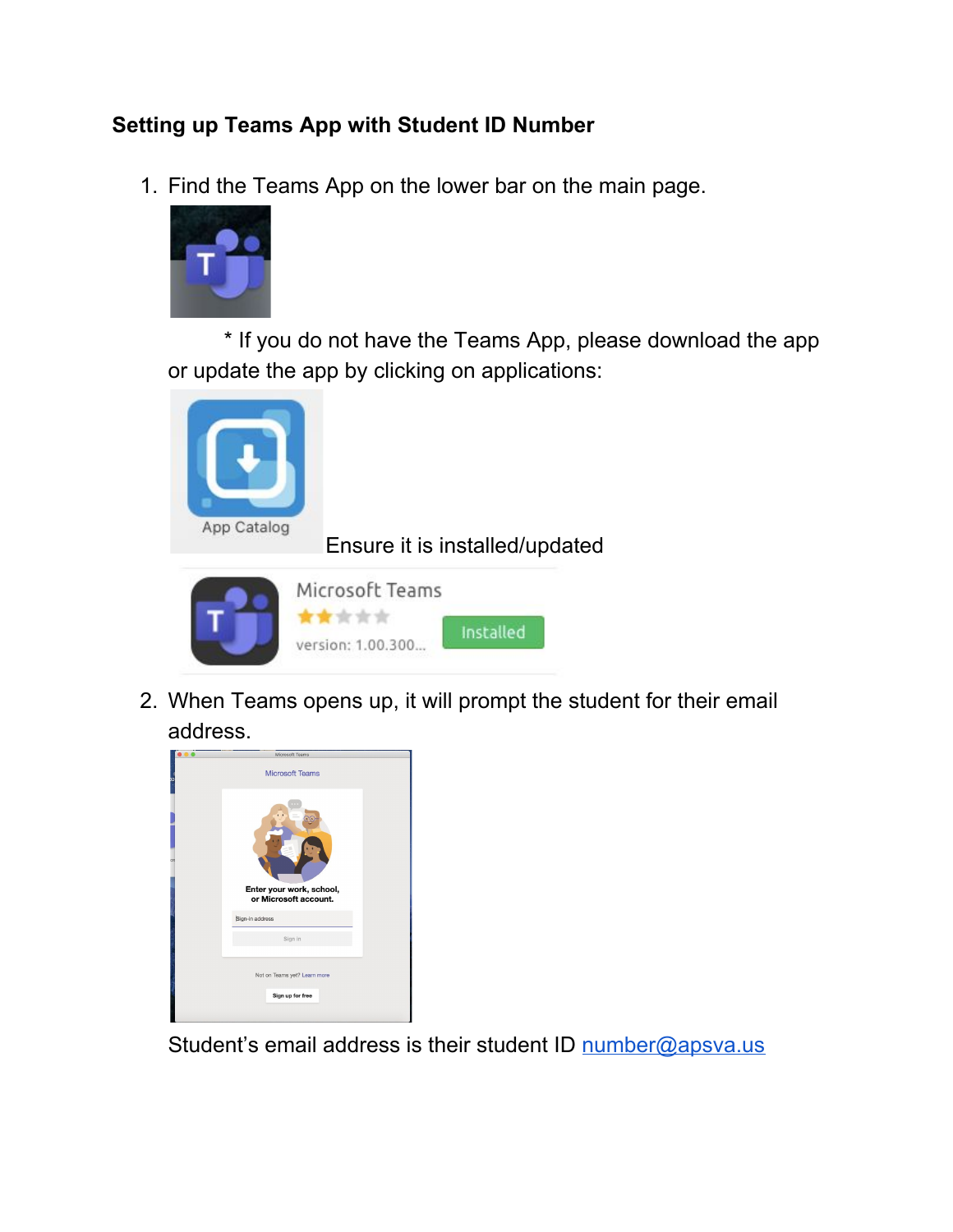**Setting up Teams App with Student ID Number**

1. Find the Teams App on the lower bar on the main page.

   * If you do not have the Teams App, please download the app or update the app by clicking on applications:

   Ensure it is installed/updated

2. When Teams opens up, it will prompt the student for their email address.

   Student's email address is their student ID number@apsva.us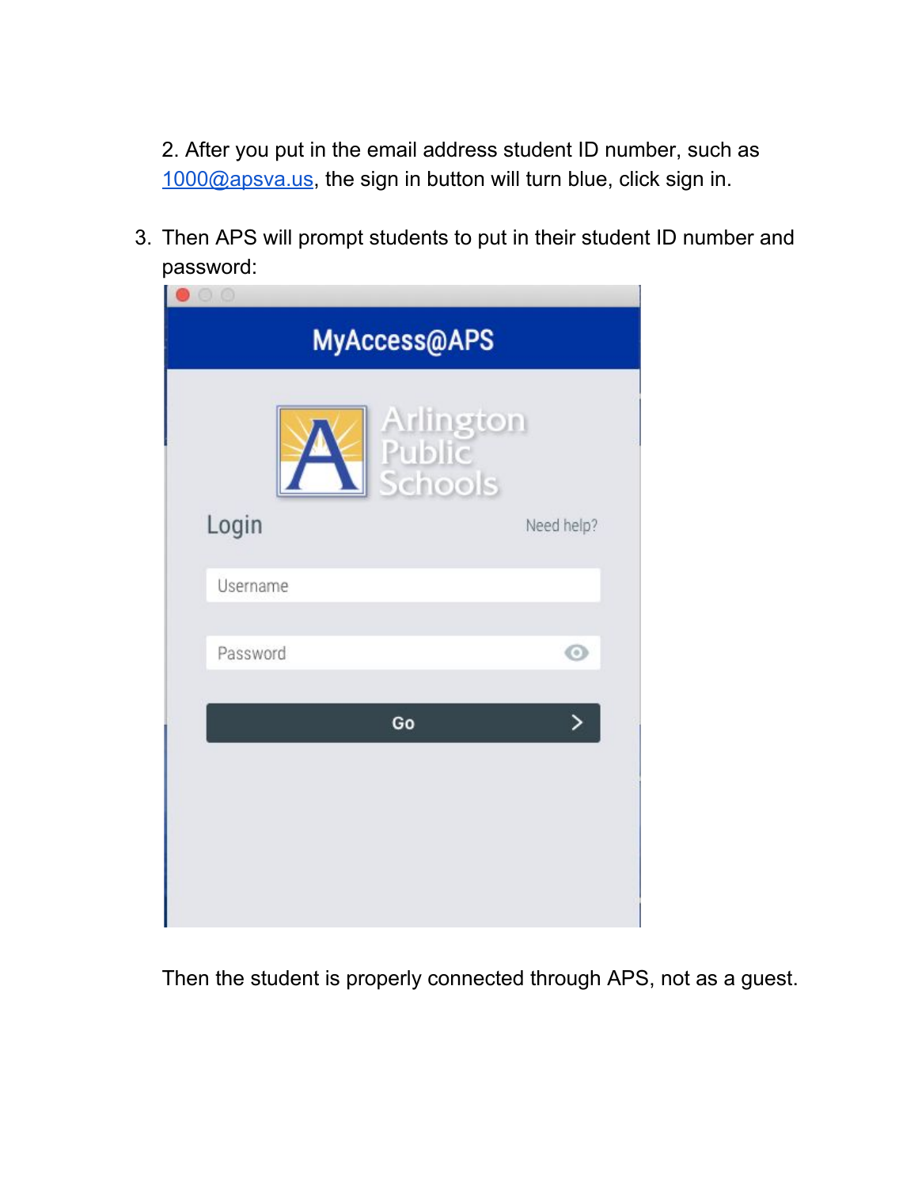2. After you put in the email address student ID number, such as [1000@apsva.us](mailto:1000@apsva.us), the sign in button will turn blue, click sign in.

3. Then APS will prompt students to put in their student ID number and password:

Then the student is properly connected through APS, not as a guest.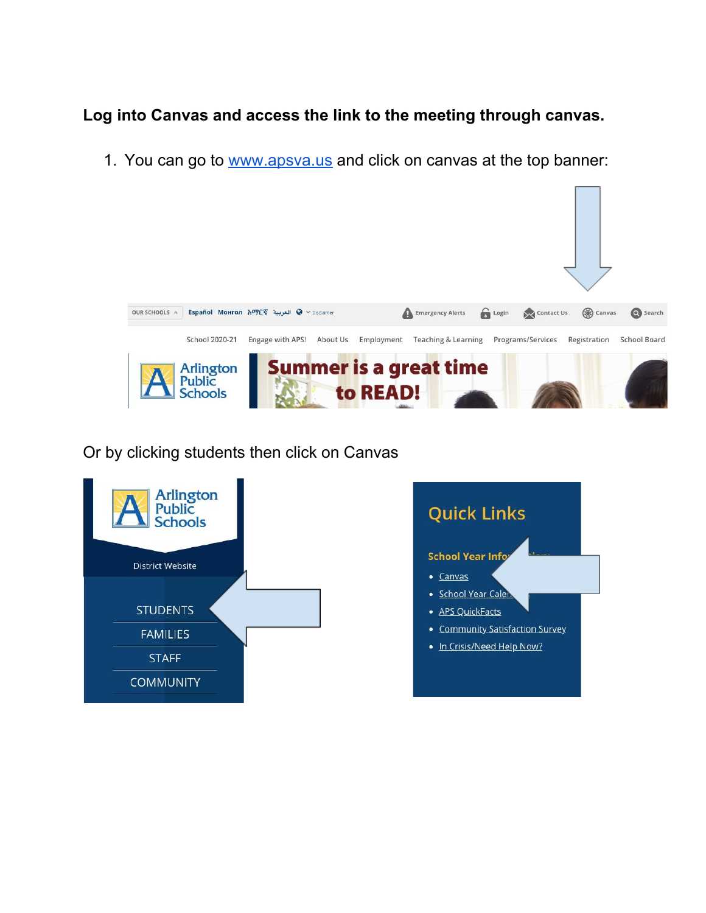**Log into Canvas and access the link to the meeting through canvas.**

1. You can go to [www.apsva.us](http://www.apsva.us) and click on canvas at the top banner:

Or by clicking students then click on Canvas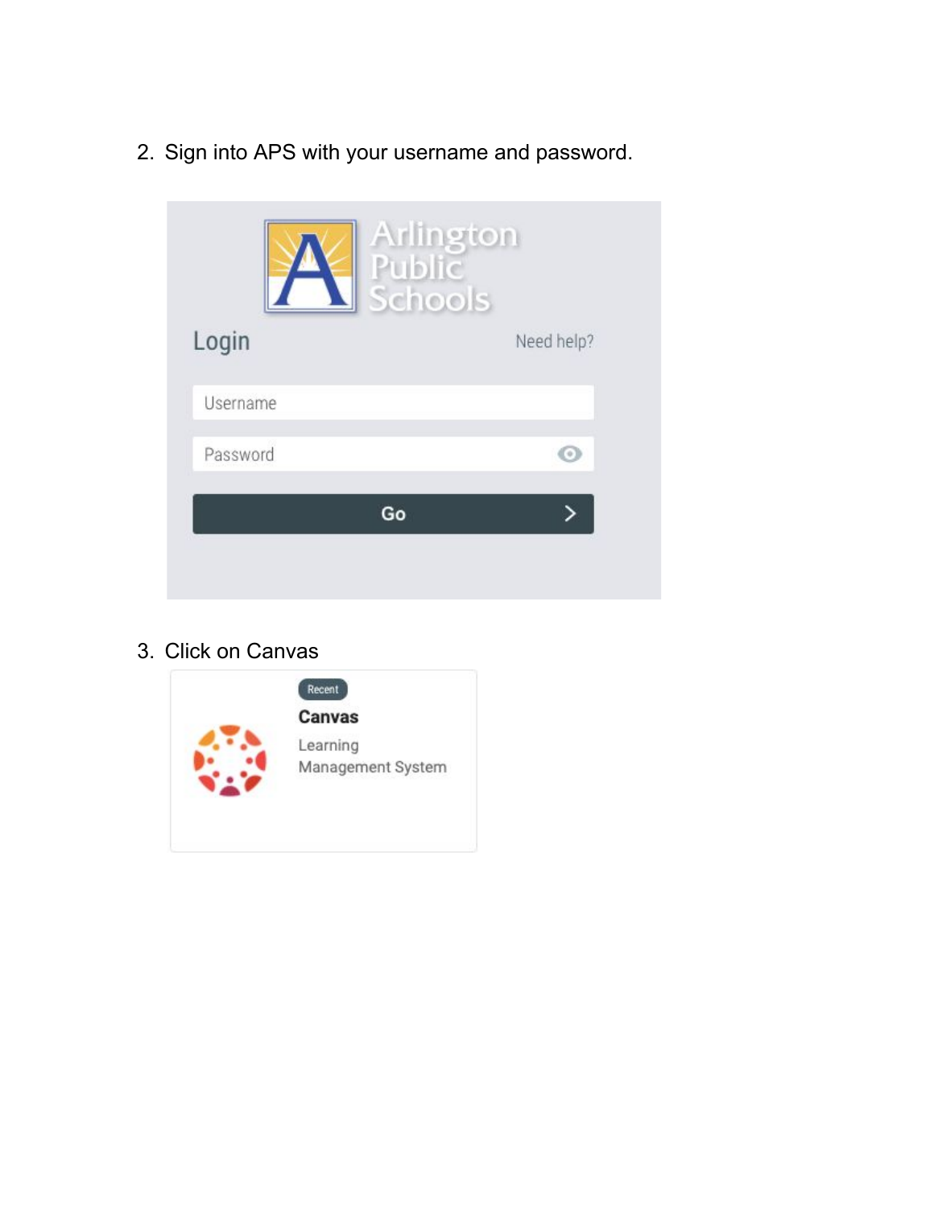2. Sign into APS with your username and password.

3. Click on Canvas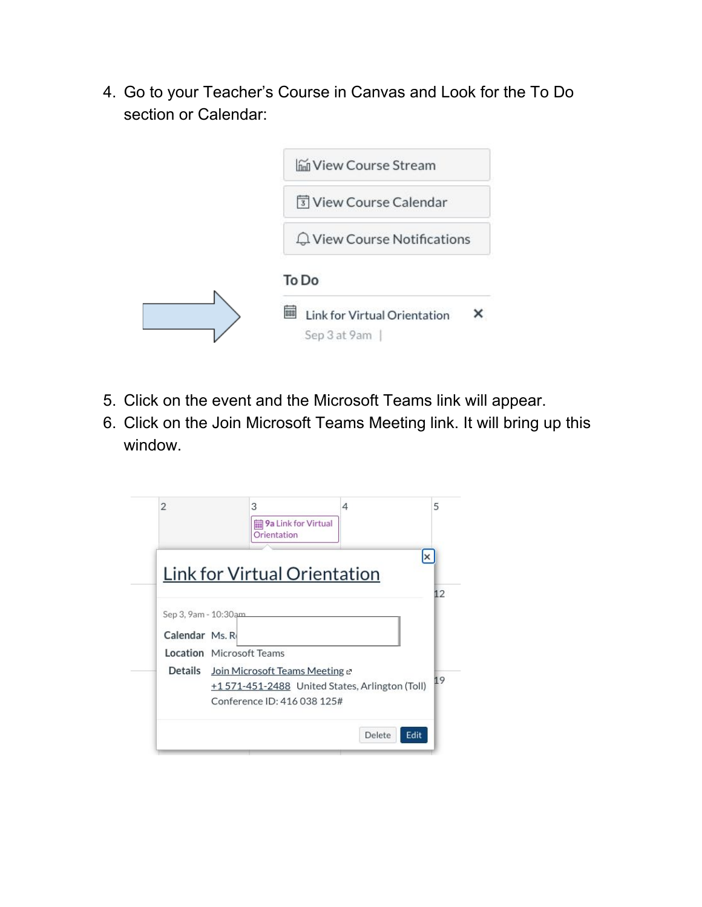4. Go to your Teacher's Course in Canvas and Look for the To Do section or Calendar:

View Course Stream

View Course Calendar

View Course Notifications

To Do

Link for Virtual Orientation

Sep 3 at 9am

5. Click on the event and the Microsoft Teams link will appear.
6. Click on the Join Microsoft Teams Meeting link. It will bring up this window.

9a Link for Virtual Orientation

Link for Virtual Orientation

Sep 3, 9am - 10:30am

Calendar Ms. R

Location Microsoft Teams

Details Join Microsoft Teams Meeting

+1 571-451-2488 United States, Arlington (Toll)

Conference ID: 416 038 125#

Delete Edit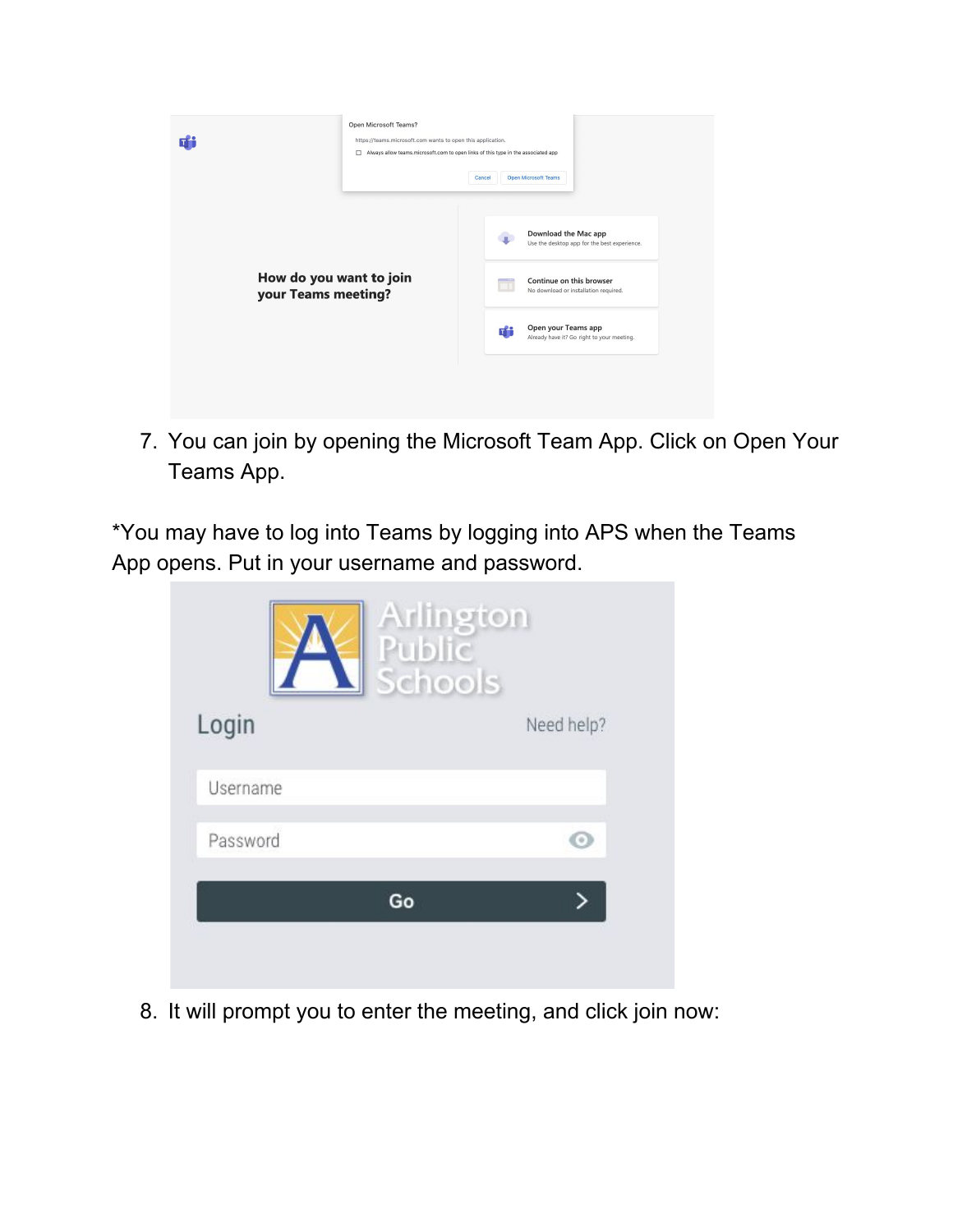7. You can join by opening the Microsoft Team App. Click on Open Your Teams App.

*You may have to log into Teams by logging into APS when the Teams App opens. Put in your username and password.

8. It will prompt you to enter the meeting, and click join now: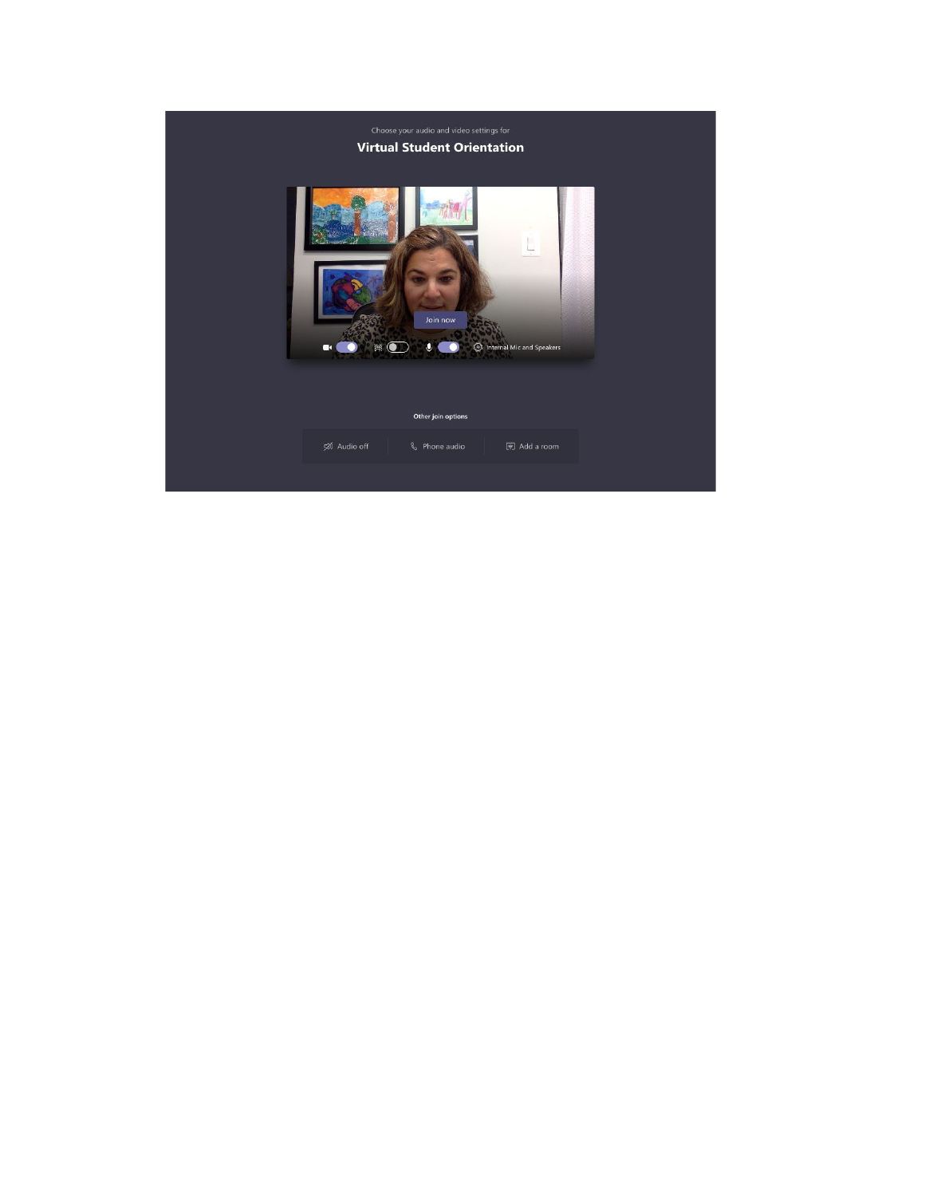Choose your audio and video settings for

**Virtual Student Orientation**

Join now

Internal Mic and Speakers

Other join options

Audio off | Phone audio | Add a room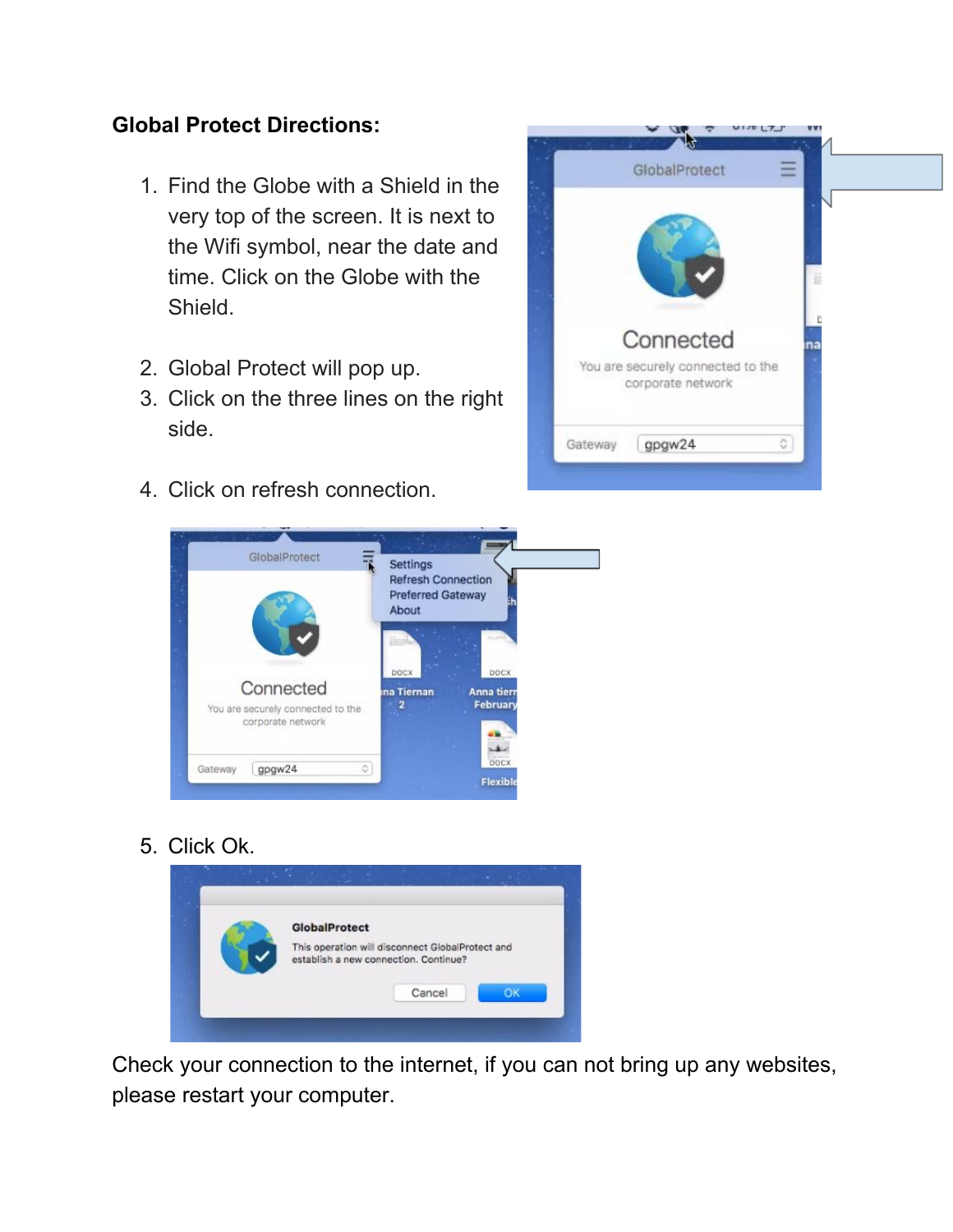**Global Protect Directions:**

1. Find the Globe with a Shield in the very top of the screen. It is next to the Wifi symbol, near the date and time. Click on the Globe with the Shield.

2. Global Protect will pop up.
3. Click on the three lines on the right side.

4. Click on refresh connection.

5. Click Ok.

Check your connection to the internet, if you can not bring up any websites, please restart your computer.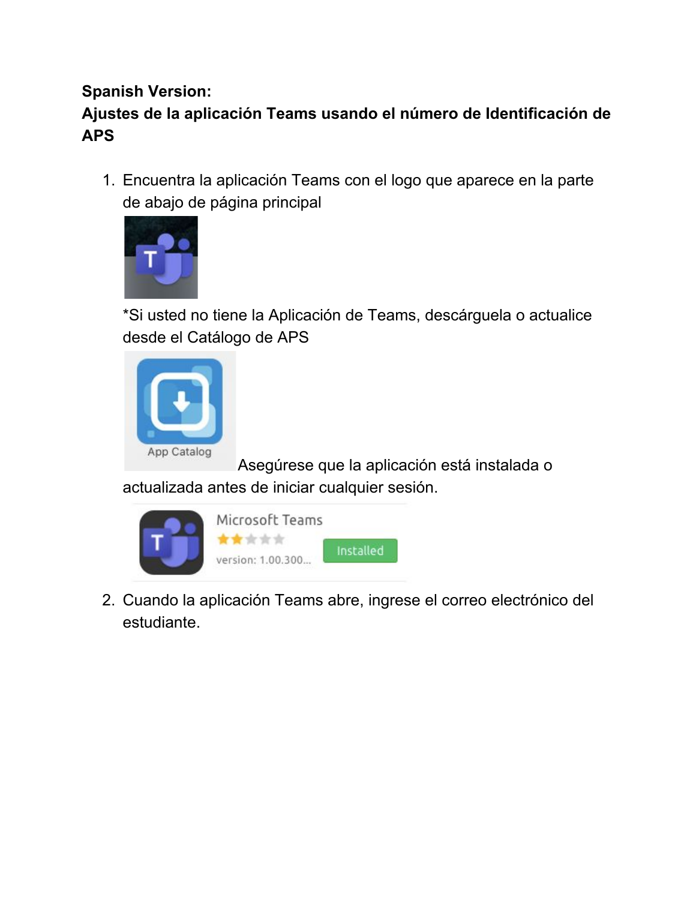**Spanish Version:**

**Ajustes de la aplicación Teams usando el número de Identificación de APS**

1. Encuentra la aplicación Teams con el logo que aparece en la parte de abajo de página principal

   *Si usted no tiene la Aplicación de Teams, descárguela o actualice desde el Catálogo de APS

   Asegúrese que la aplicación está instalada o actualizada antes de iniciar cualquier sesión.

2. Cuando la aplicación Teams abre, ingrese el correo electrónico del estudiante.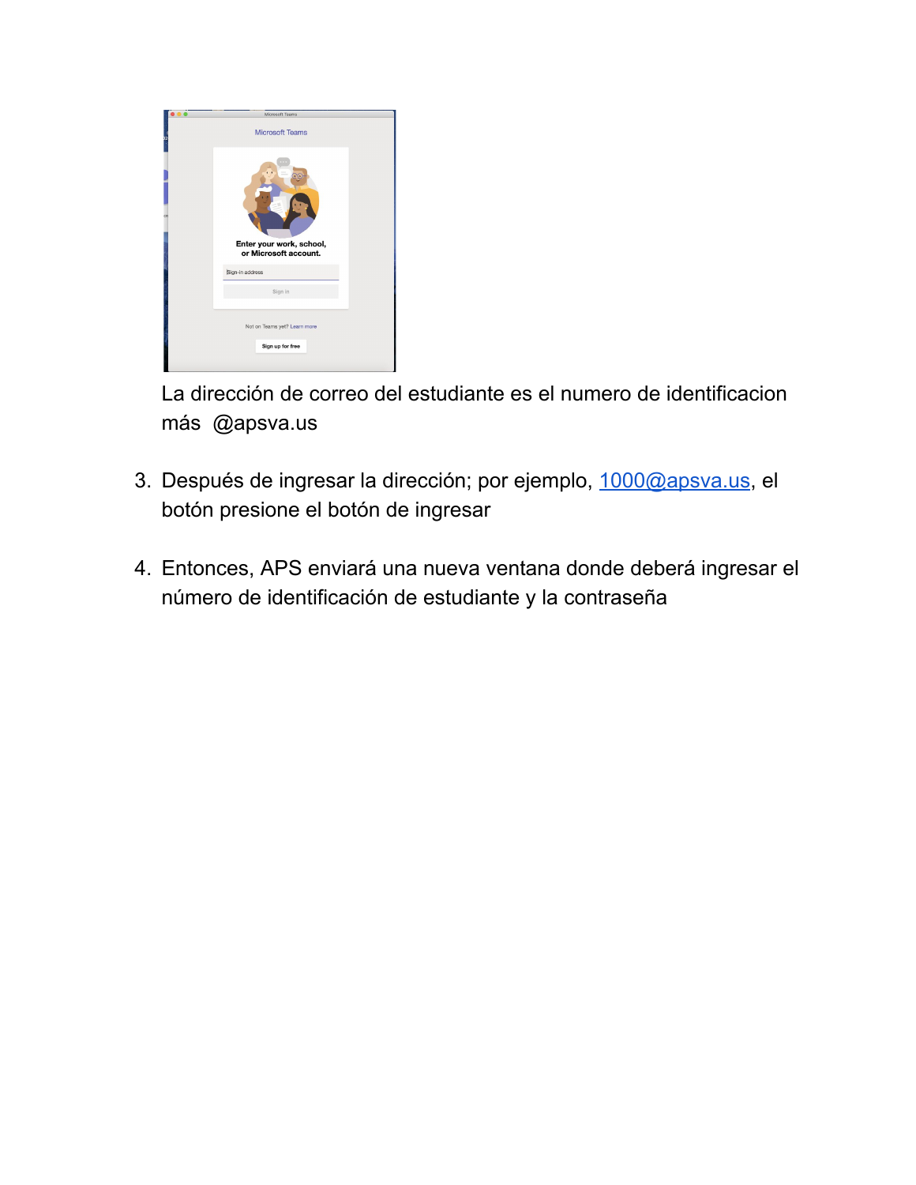La dirección de correo del estudiante es el numero de identificacion más @apsva.us

3. Después de ingresar la dirección; por ejemplo, 1000@apsva.us, el botón presione el botón de ingresar

4. Entonces, APS enviará una nueva ventana donde deberá ingresar el número de identificación de estudiante y la contraseña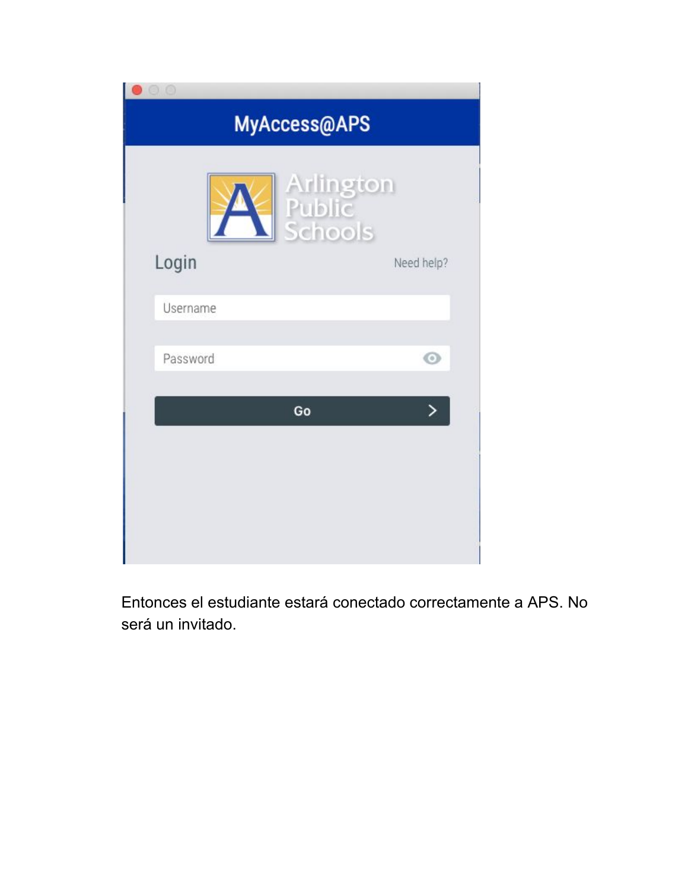MyAccess@APS

Arlington Public Schools

Login

Need help?

Username

Password

Go

Entonces el estudiante estará conectado correctamente a APS. No será un invitado.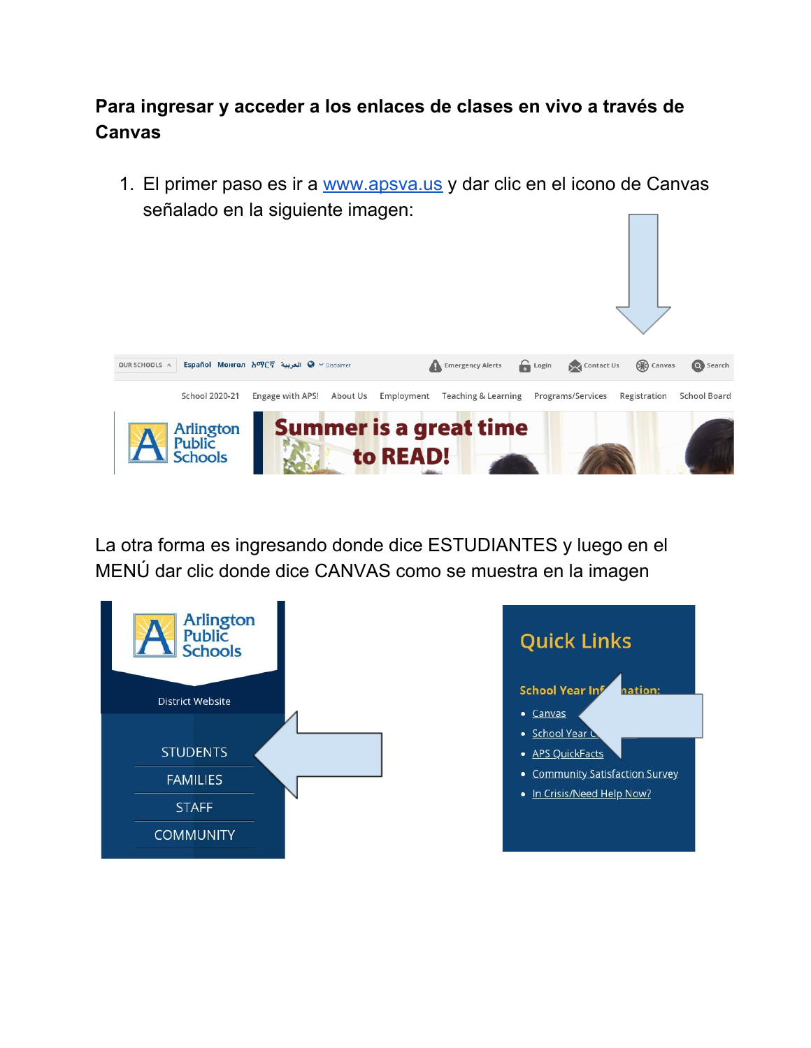**Para ingresar y acceder a los enlaces de clases en vivo a través de Canvas**

1. El primer paso es ir a [www.apsva.us](http://www.apsva.us) y dar clic en el icono de Canvas señalado en la siguiente imagen:

La otra forma es ingresando donde dice ESTUDIANTES y luego en el MENÚ dar clic donde dice CANVAS como se muestra en la imagen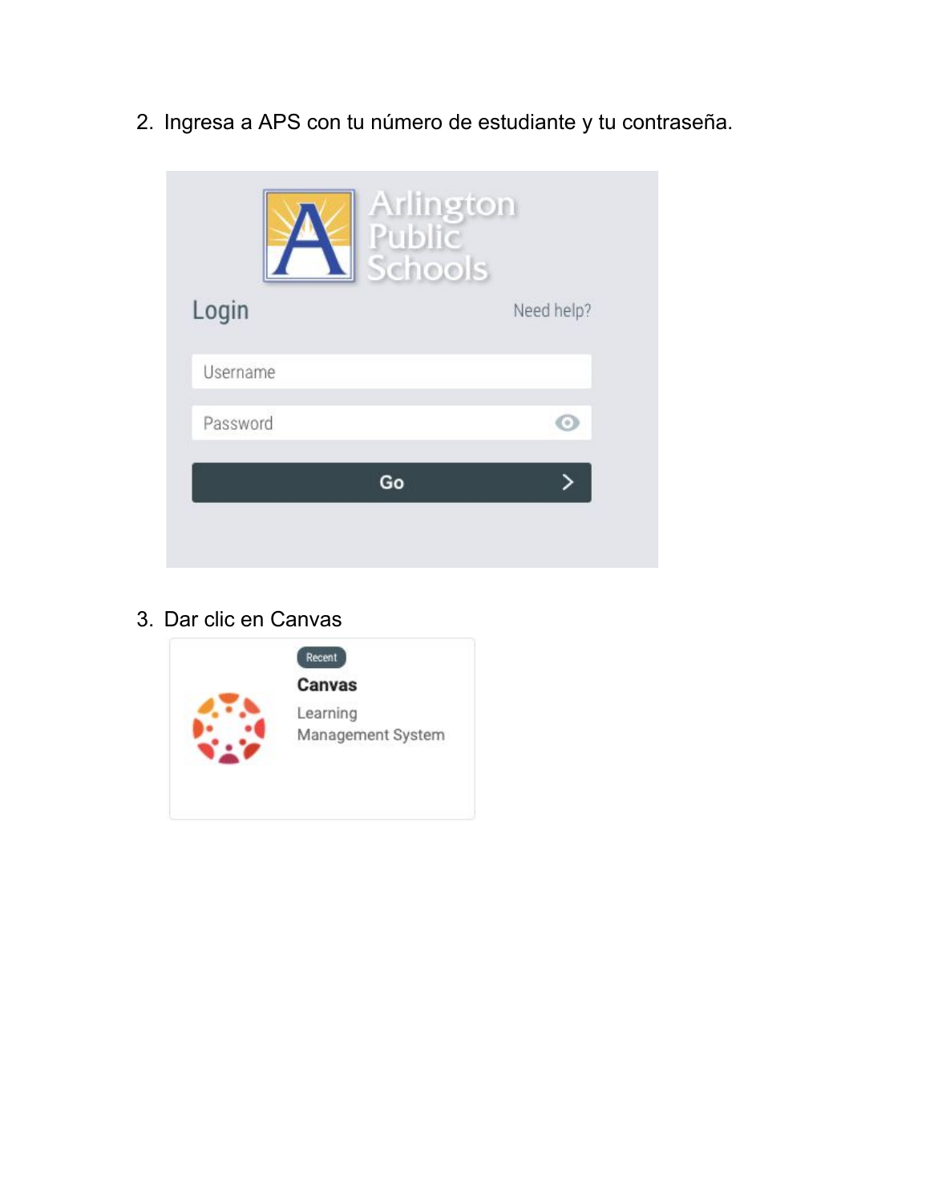2. Ingresa a APS con tu número de estudiante y tu contraseña.

Arlington Public Schools

Login Need help?

Username

Password

Go

3. Dar clic en Canvas

Recent

**Canvas**

Learning Management System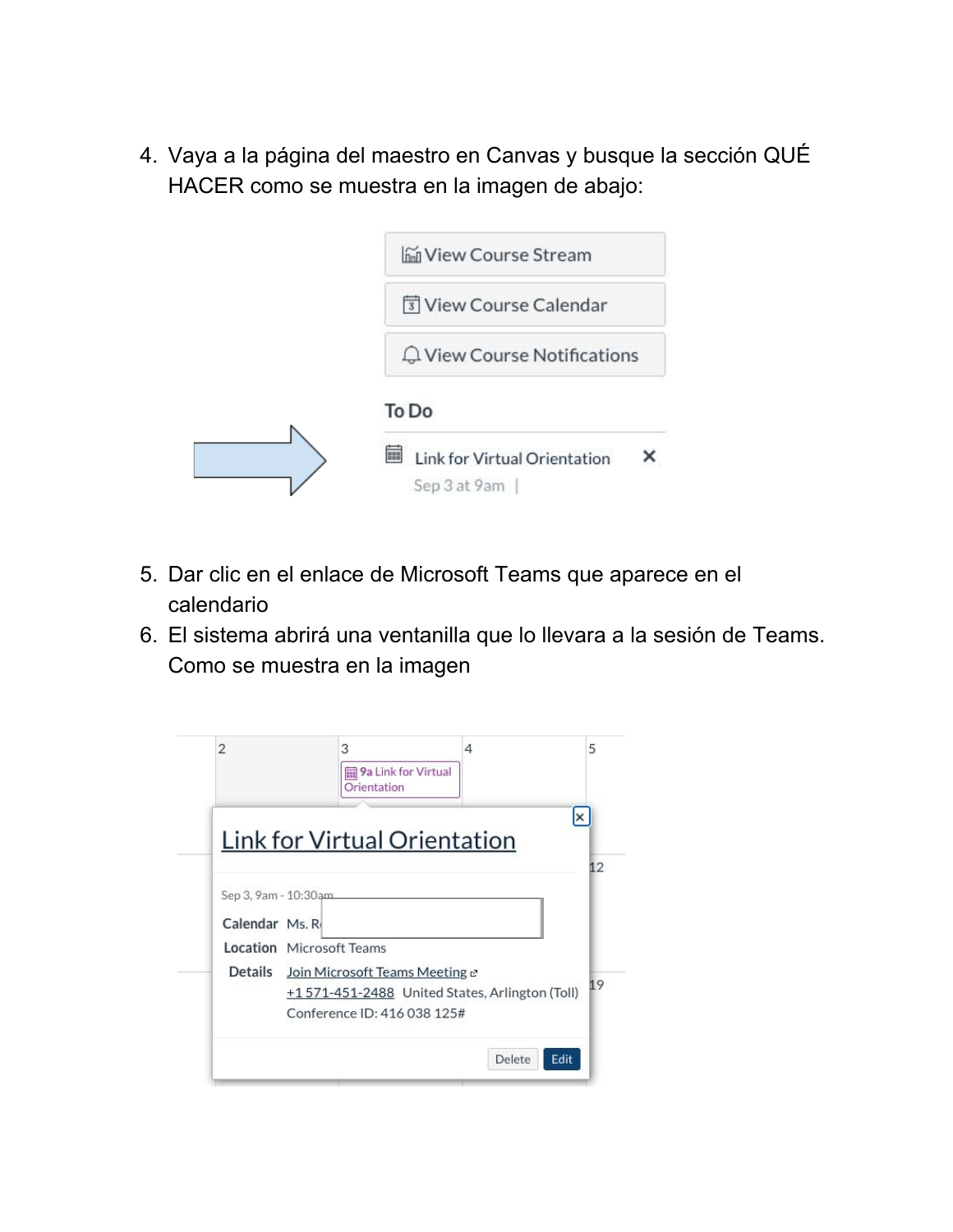4. Vaya a la página del maestro en Canvas y busque la sección QUÉ HACER como se muestra en la imagen de abajo:

5. Dar clic en el enlace de Microsoft Teams que aparece en el calendario
6. El sistema abrirá una ventanilla que lo llevara a la sesión de Teams. Como se muestra en la imagen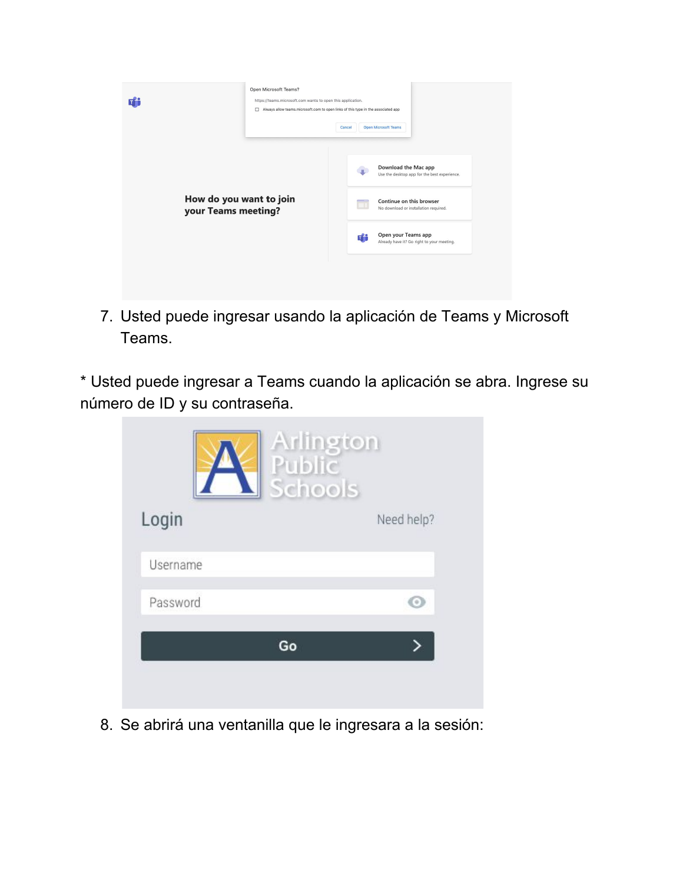7. Usted puede ingresar usando la aplicación de Teams y Microsoft Teams.

* Usted puede ingresar a Teams cuando la aplicación se abra. Ingrese su número de ID y su contraseña.

8. Se abrirá una ventanilla que le ingresara a la sesión: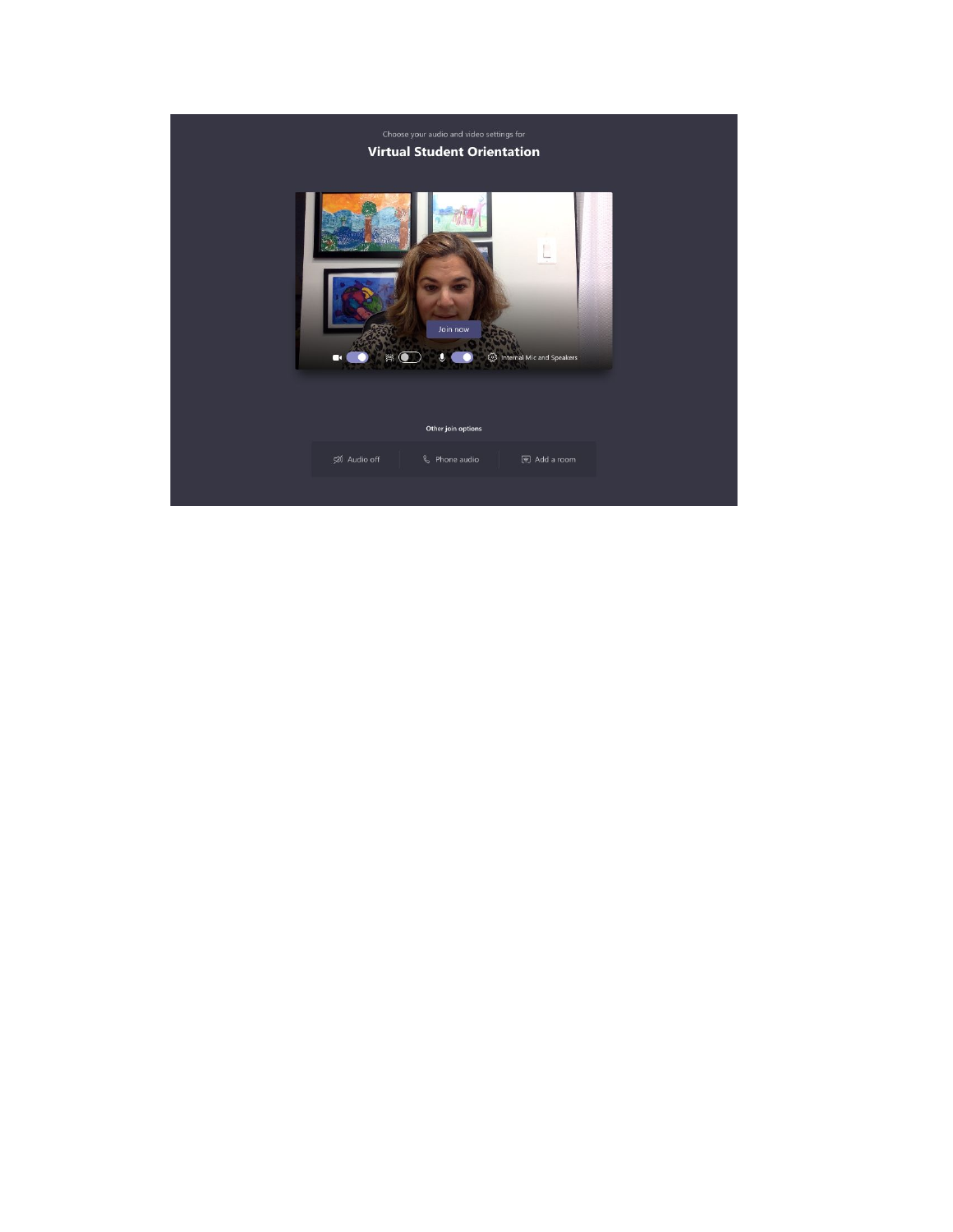Choose your audio and video settings for

**Virtual Student Orientation**

Join now

Internal Mic and Speakers

**Other join options**

Audio off | Phone audio | Add a room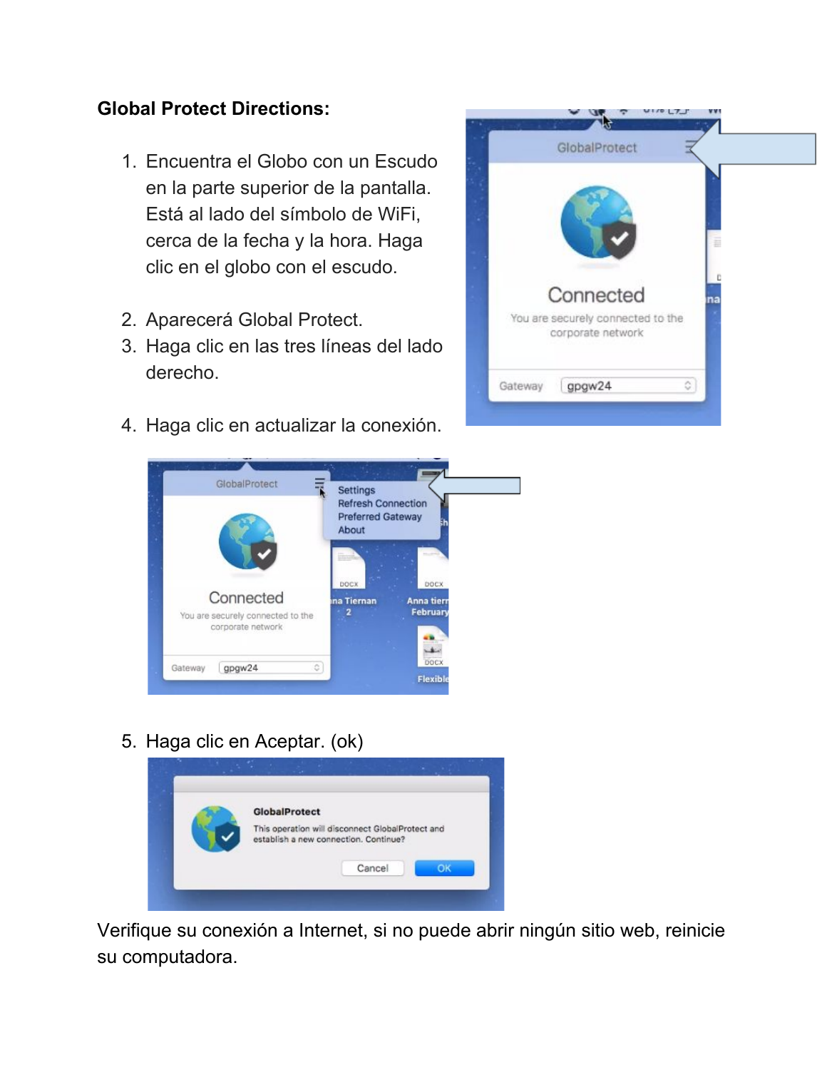**Global Protect Directions:**

1. Encuentra el Globo con un Escudo en la parte superior de la pantalla. Está al lado del símbolo de WiFi, cerca de la fecha y la hora. Haga clic en el globo con el escudo.

2. Aparecerá Global Protect.
3. Haga clic en las tres líneas del lado derecho.

4. Haga clic en actualizar la conexión.

5. Haga clic en Aceptar. (ok)

Verifique su conexión a Internet, si no puede abrir ningún sitio web, reinicie su computadora.